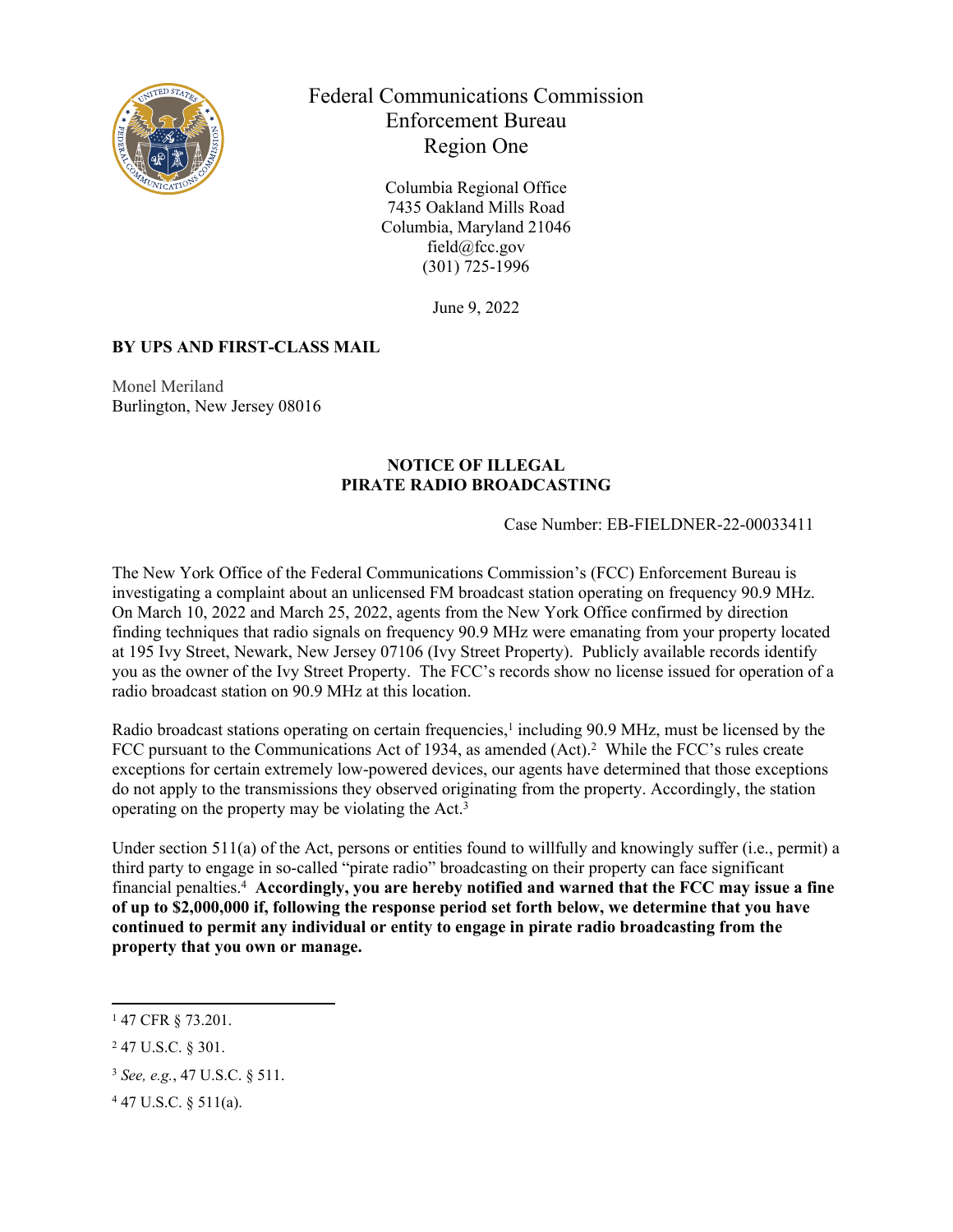Federal Communications Commission
Enforcement Bureau
Region One

Columbia Regional Office
7435 Oakland Mills Road
Columbia, Maryland 21046
field@fcc.gov
(301) 725-1996

June 9, 2022

**BY UPS AND FIRST-CLASS MAIL**

Monel Meriland
Burlington, New Jersey 08016

**NOTICE OF ILLEGAL
PIRATE RADIO BROADCASTING**

Case Number: EB-FIELDNER-22-00033411

The New York Office of the Federal Communications Commission's (FCC) Enforcement Bureau is investigating a complaint about an unlicensed FM broadcast station operating on frequency 90.9 MHz. On March 10, 2022 and March 25, 2022, agents from the New York Office confirmed by direction finding techniques that radio signals on frequency 90.9 MHz were emanating from your property located at 195 Ivy Street, Newark, New Jersey 07106 (Ivy Street Property). Publicly available records identify you as the owner of the Ivy Street Property. The FCC's records show no license issued for operation of a radio broadcast station on 90.9 MHz at this location.

Radio broadcast stations operating on certain frequencies,[1] including 90.9 MHz, must be licensed by the FCC pursuant to the Communications Act of 1934, as amended (Act).[2] While the FCC's rules create exceptions for certain extremely low-powered devices, our agents have determined that those exceptions do not apply to the transmissions they observed originating from the property. Accordingly, the station operating on the property may be violating the Act.[3]

Under section 511(a) of the Act, persons or entities found to willfully and knowingly suffer (i.e., permit) a third party to engage in so-called "pirate radio" broadcasting on their property can face significant financial penalties.[4] **Accordingly, you are hereby notified and warned that the FCC may issue a fine of up to $2,000,000 if, following the response period set forth below, we determine that you have continued to permit any individual or entity to engage in pirate radio broadcasting from the property that you own or manage.**

---

[1] 47 CFR § 73.201.

[2] 47 U.S.C. § 301.

[3] *See, e.g.*, 47 U.S.C. § 511.

[4] 47 U.S.C. § 511(a).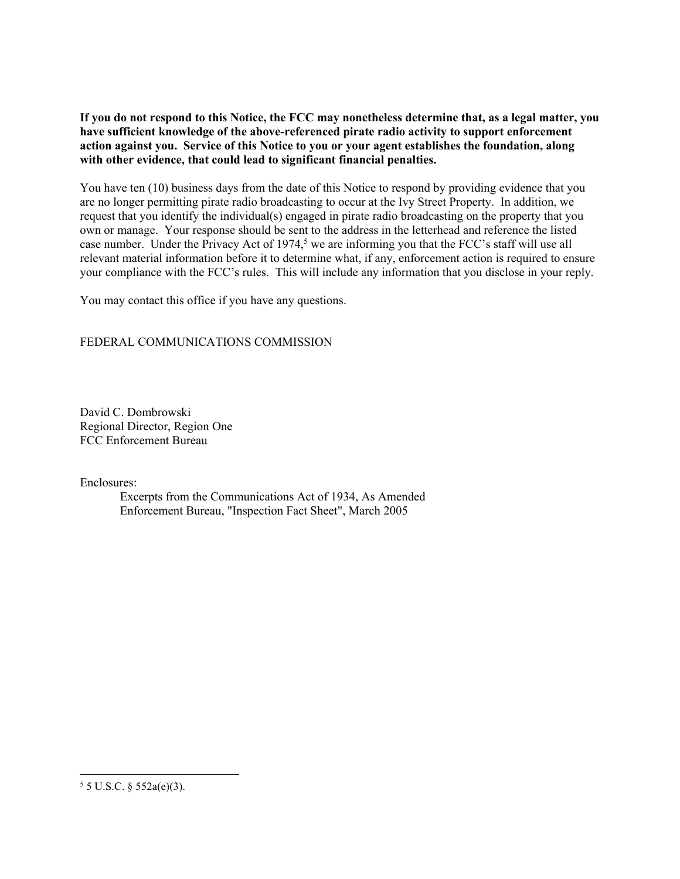**If you do not respond to this Notice, the FCC may nonetheless determine that, as a legal matter, you have sufficient knowledge of the above-referenced pirate radio activity to support enforcement action against you. Service of this Notice to you or your agent establishes the foundation, along with other evidence, that could lead to significant financial penalties.**

You have ten (10) business days from the date of this Notice to respond by providing evidence that you are no longer permitting pirate radio broadcasting to occur at the Ivy Street Property. In addition, we request that you identify the individual(s) engaged in pirate radio broadcasting on the property that you own or manage. Your response should be sent to the address in the letterhead and reference the listed case number. Under the Privacy Act of 1974,[5] we are informing you that the FCC's staff will use all relevant material information before it to determine what, if any, enforcement action is required to ensure your compliance with the FCC's rules. This will include any information that you disclose in your reply.

You may contact this office if you have any questions.

FEDERAL COMMUNICATIONS COMMISSION

David C. Dombrowski
Regional Director, Region One
FCC Enforcement Bureau

Enclosures:
Excerpts from the Communications Act of 1934, As Amended
Enforcement Bureau, "Inspection Fact Sheet", March 2005

---

[5] 5 U.S.C. § 552a(e)(3).